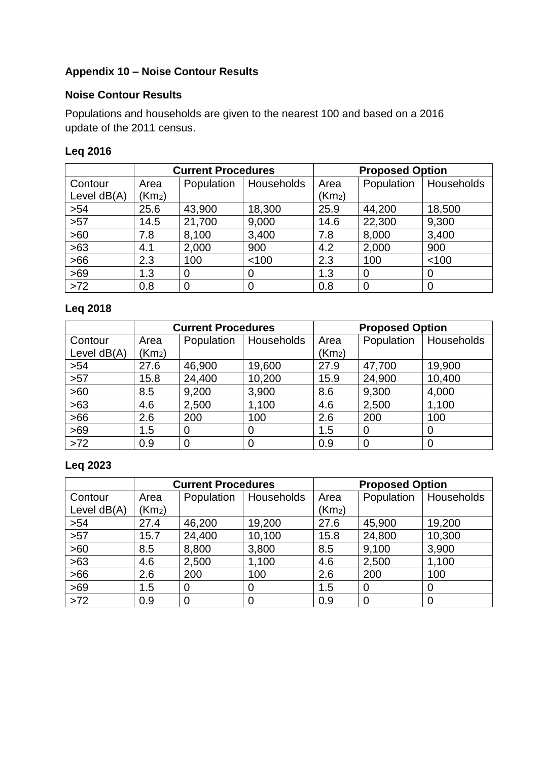## Appendix 10 – Noise Contour Results

### Noise Contour Results

Populations and households are given to the nearest 100 and based on a 2016 update of the 2011 census.

**Leq 2016**

| | Current Procedures | | | Proposed Option | | |
|---|---|---|---|---|---|---|
| Contour Level dB(A) | Area (Km2) | Population | Households | Area (Km2) | Population | Households |
| >54 | 25.6 | 43,900 | 18,300 | 25.9 | 44,200 | 18,500 |
| >57 | 14.5 | 21,700 | 9,000 | 14.6 | 22,300 | 9,300 |
| >60 | 7.8 | 8,100 | 3,400 | 7.8 | 8,000 | 3,400 |
| >63 | 4.1 | 2,000 | 900 | 4.2 | 2,000 | 900 |
| >66 | 2.3 | 100 | <100 | 2.3 | 100 | <100 |
| >69 | 1.3 | 0 | 0 | 1.3 | 0 | 0 |
| >72 | 0.8 | 0 | 0 | 0.8 | 0 | 0 |

**Leq 2018**

| | Current Procedures | | | Proposed Option | | |
|---|---|---|---|---|---|---|
| Contour Level dB(A) | Area (Km2) | Population | Households | Area (Km2) | Population | Households |
| >54 | 27.6 | 46,900 | 19,600 | 27.9 | 47,700 | 19,900 |
| >57 | 15.8 | 24,400 | 10,200 | 15.9 | 24,900 | 10,400 |
| >60 | 8.5 | 9,200 | 3,900 | 8.6 | 9,300 | 4,000 |
| >63 | 4.6 | 2,500 | 1,100 | 4.6 | 2,500 | 1,100 |
| >66 | 2.6 | 200 | 100 | 2.6 | 200 | 100 |
| >69 | 1.5 | 0 | 0 | 1.5 | 0 | 0 |
| >72 | 0.9 | 0 | 0 | 0.9 | 0 | 0 |

**Leq 2023**

| | Current Procedures | | | Proposed Option | | |
|---|---|---|---|---|---|---|
| Contour Level dB(A) | Area (Km2) | Population | Households | Area (Km2) | Population | Households |
| >54 | 27.4 | 46,200 | 19,200 | 27.6 | 45,900 | 19,200 |
| >57 | 15.7 | 24,400 | 10,100 | 15.8 | 24,800 | 10,300 |
| >60 | 8.5 | 8,800 | 3,800 | 8.5 | 9,100 | 3,900 |
| >63 | 4.6 | 2,500 | 1,100 | 4.6 | 2,500 | 1,100 |
| >66 | 2.6 | 200 | 100 | 2.6 | 200 | 100 |
| >69 | 1.5 | 0 | 0 | 1.5 | 0 | 0 |
| >72 | 0.9 | 0 | 0 | 0.9 | 0 | 0 |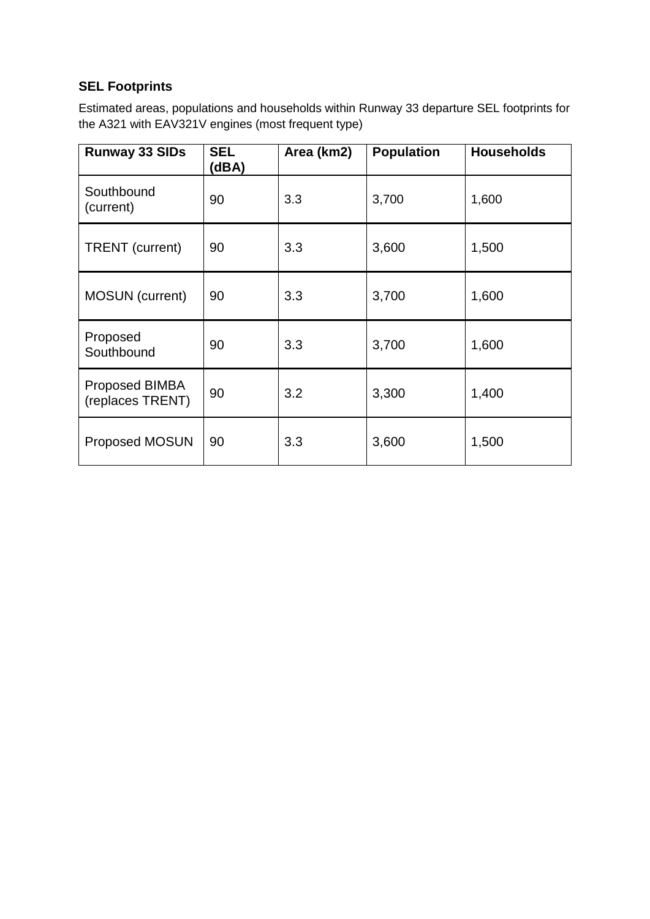### SEL Footprints

Estimated areas, populations and households within Runway 33 departure SEL footprints for the A321 with EAV321V engines (most frequent type)

| Runway 33 SIDs | SEL (dBA) | Area (km2) | Population | Households |
|---|---|---|---|---|
| Southbound (current) | 90 | 3.3 | 3,700 | 1,600 |
| TRENT (current) | 90 | 3.3 | 3,600 | 1,500 |
| MOSUN (current) | 90 | 3.3 | 3,700 | 1,600 |
| Proposed Southbound | 90 | 3.3 | 3,700 | 1,600 |
| Proposed BIMBA (replaces TRENT) | 90 | 3.2 | 3,300 | 1,400 |
| Proposed MOSUN | 90 | 3.3 | 3,600 | 1,500 |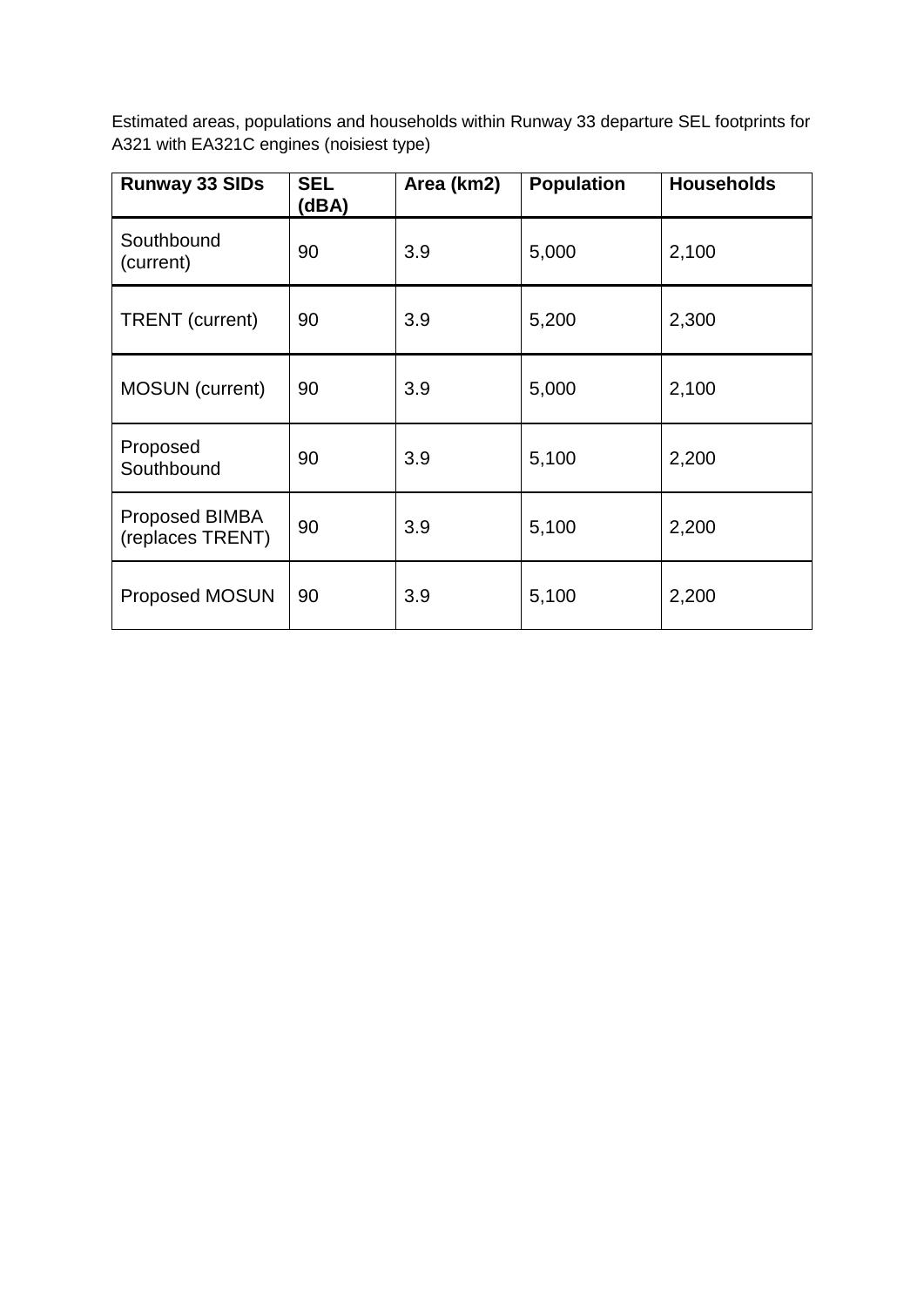Estimated areas, populations and households within Runway 33 departure SEL footprints for A321 with EA321C engines (noisiest type)

| Runway 33 SIDs | SEL (dBA) | Area (km2) | Population | Households |
|---|---|---|---|---|
| Southbound (current) | 90 | 3.9 | 5,000 | 2,100 |
| TRENT (current) | 90 | 3.9 | 5,200 | 2,300 |
| MOSUN (current) | 90 | 3.9 | 5,000 | 2,100 |
| Proposed Southbound | 90 | 3.9 | 5,100 | 2,200 |
| Proposed BIMBA (replaces TRENT) | 90 | 3.9 | 5,100 | 2,200 |
| Proposed MOSUN | 90 | 3.9 | 5,100 | 2,200 |